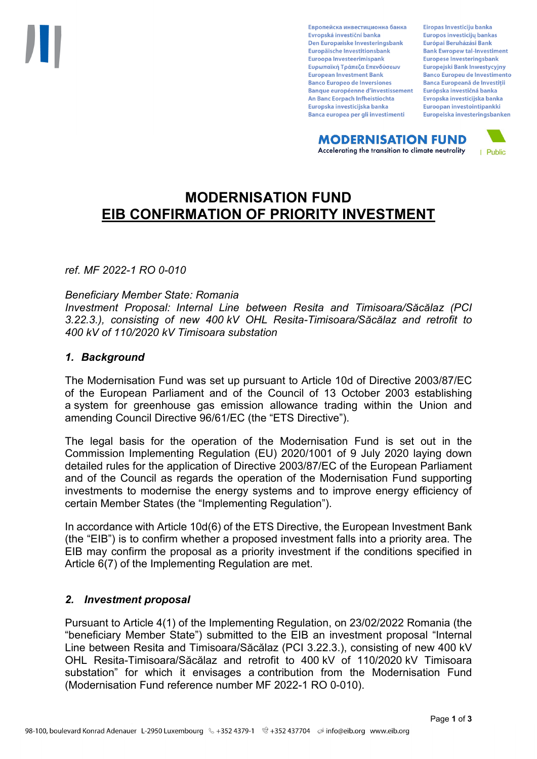# MODERNISATION FUND
# EIB CONFIRMATION OF PRIORITY INVESTMENT

*ref. MF 2022-1 RO 0-010*

*Beneficiary Member State: Romania*
*Investment Proposal: Internal Line between Resita and Timisoara/Săcălaz (PCI 3.22.3.), consisting of new 400 kV OHL Resita-Timisoara/Săcălaz and retrofit to 400 kV of 110/2020 kV Timisoara substation*

## *1. Background*

The Modernisation Fund was set up pursuant to Article 10d of Directive 2003/87/EC of the European Parliament and of the Council of 13 October 2003 establishing a system for greenhouse gas emission allowance trading within the Union and amending Council Directive 96/61/EC (the "ETS Directive").

The legal basis for the operation of the Modernisation Fund is set out in the Commission Implementing Regulation (EU) 2020/1001 of 9 July 2020 laying down detailed rules for the application of Directive 2003/87/EC of the European Parliament and of the Council as regards the operation of the Modernisation Fund supporting investments to modernise the energy systems and to improve energy efficiency of certain Member States (the "Implementing Regulation").

In accordance with Article 10d(6) of the ETS Directive, the European Investment Bank (the "EIB") is to confirm whether a proposed investment falls into a priority area. The EIB may confirm the proposal as a priority investment if the conditions specified in Article 6(7) of the Implementing Regulation are met.

## *2. Investment proposal*

Pursuant to Article 4(1) of the Implementing Regulation, on 23/02/2022 Romania (the "beneficiary Member State") submitted to the EIB an investment proposal "Internal Line between Resita and Timisoara/Săcălaz (PCI 3.22.3.), consisting of new 400 kV OHL Resita-Timisoara/Săcălaz and retrofit to 400 kV of 110/2020 kV Timisoara substation" for which it envisages a contribution from the Modernisation Fund (Modernisation Fund reference number MF 2022-1 RO 0-010).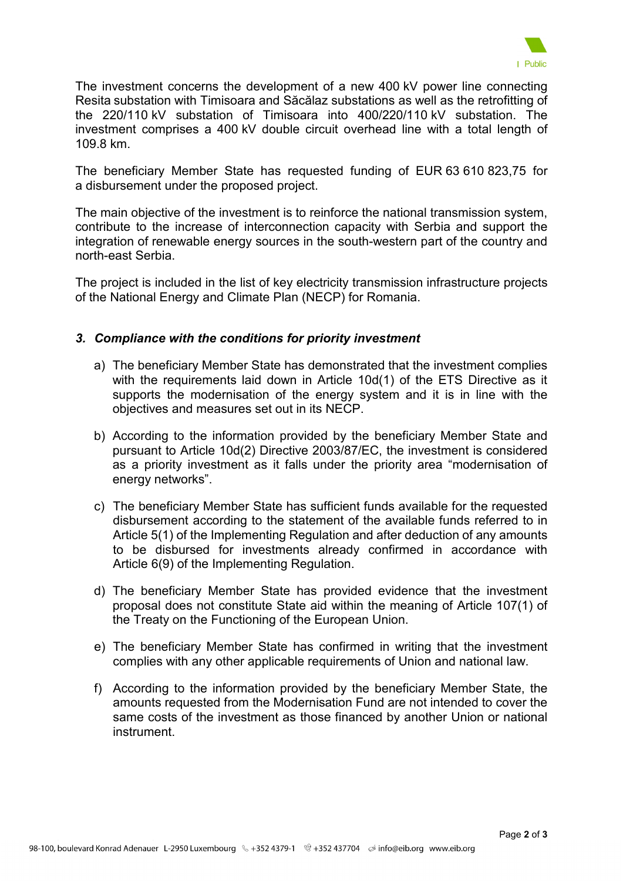The investment concerns the development of a new 400 kV power line connecting Resita substation with Timisoara and Săcălaz substations as well as the retrofitting of the 220/110 kV substation of Timisoara into 400/220/110 kV substation. The investment comprises a 400 kV double circuit overhead line with a total length of 109.8 km.

The beneficiary Member State has requested funding of EUR 63 610 823,75 for a disbursement under the proposed project.

The main objective of the investment is to reinforce the national transmission system, contribute to the increase of interconnection capacity with Serbia and support the integration of renewable energy sources in the south-western part of the country and north-east Serbia.

The project is included in the list of key electricity transmission infrastructure projects of the National Energy and Climate Plan (NECP) for Romania.

### *3. Compliance with the conditions for priority investment*

a) The beneficiary Member State has demonstrated that the investment complies with the requirements laid down in Article 10d(1) of the ETS Directive as it supports the modernisation of the energy system and it is in line with the objectives and measures set out in its NECP.

b) According to the information provided by the beneficiary Member State and pursuant to Article 10d(2) Directive 2003/87/EC, the investment is considered as a priority investment as it falls under the priority area "modernisation of energy networks".

c) The beneficiary Member State has sufficient funds available for the requested disbursement according to the statement of the available funds referred to in Article 5(1) of the Implementing Regulation and after deduction of any amounts to be disbursed for investments already confirmed in accordance with Article 6(9) of the Implementing Regulation.

d) The beneficiary Member State has provided evidence that the investment proposal does not constitute State aid within the meaning of Article 107(1) of the Treaty on the Functioning of the European Union.

e) The beneficiary Member State has confirmed in writing that the investment complies with any other applicable requirements of Union and national law.

f) According to the information provided by the beneficiary Member State, the amounts requested from the Modernisation Fund are not intended to cover the same costs of the investment as those financed by another Union or national instrument.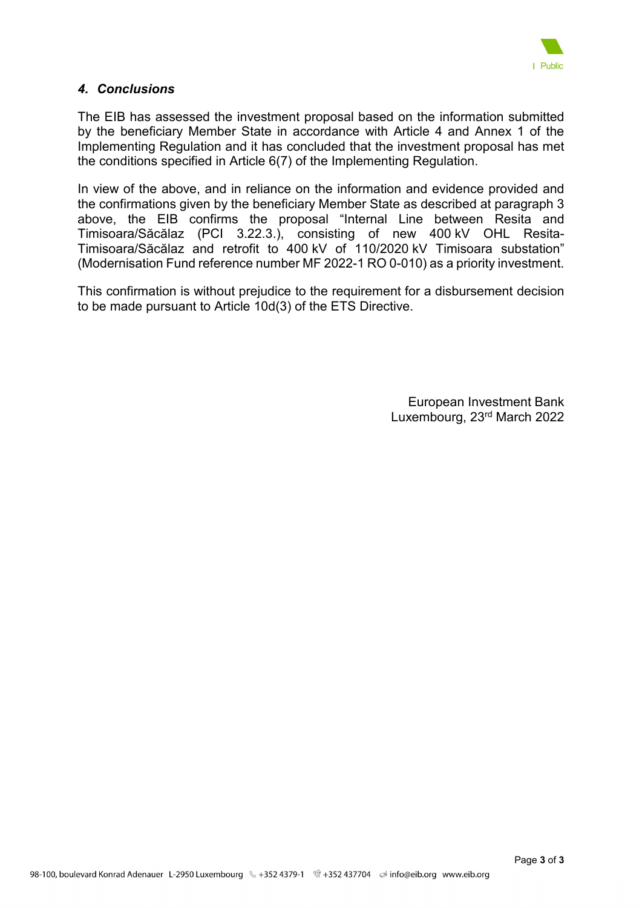### *4. Conclusions*

The EIB has assessed the investment proposal based on the information submitted by the beneficiary Member State in accordance with Article 4 and Annex 1 of the Implementing Regulation and it has concluded that the investment proposal has met the conditions specified in Article 6(7) of the Implementing Regulation.

In view of the above, and in reliance on the information and evidence provided and the confirmations given by the beneficiary Member State as described at paragraph 3 above, the EIB confirms the proposal "Internal Line between Resita and Timisoara/Săcălaz (PCI 3.22.3.), consisting of new 400 kV OHL Resita-Timisoara/Săcălaz and retrofit to 400 kV of 110/2020 kV Timisoara substation" (Modernisation Fund reference number MF 2022-1 RO 0-010) as a priority investment.

This confirmation is without prejudice to the requirement for a disbursement decision to be made pursuant to Article 10d(3) of the ETS Directive.

European Investment Bank
Luxembourg, 23rd March 2022